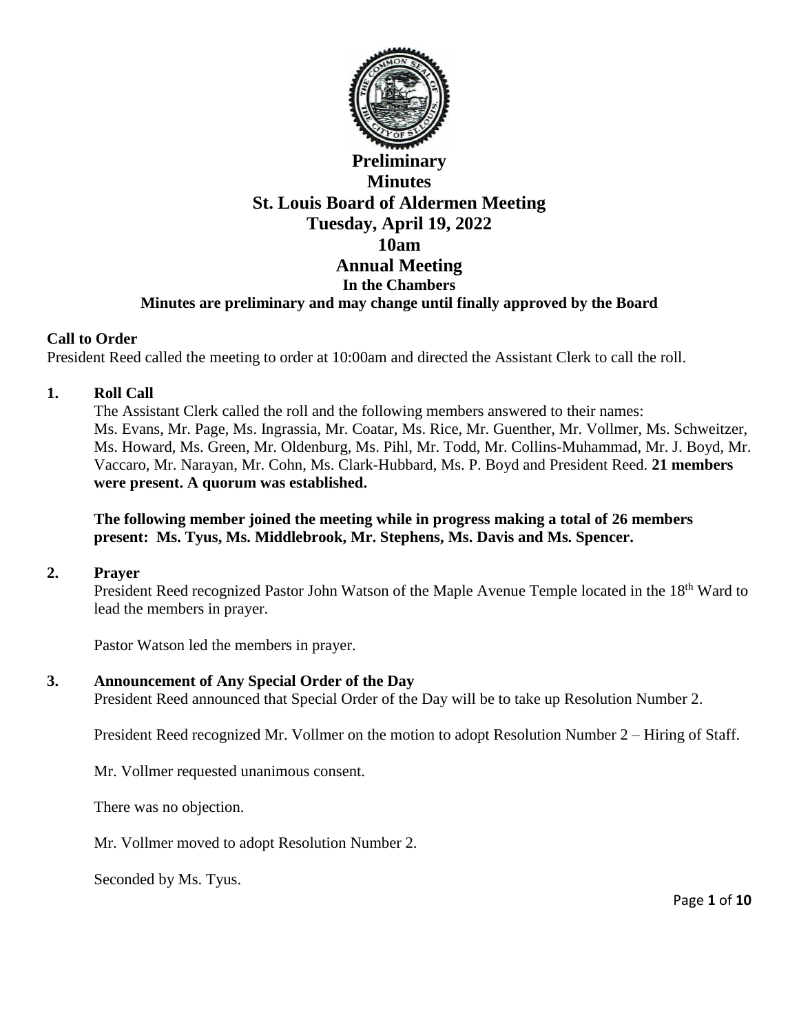# Preliminary Minutes
# St. Louis Board of Aldermen Meeting
## Tuesday, April 19, 2022
## 10am
## Annual Meeting
### In the Chambers
**Minutes are preliminary and may change until finally approved by the Board**

**Call to Order**
President Reed called the meeting to order at 10:00am and directed the Assistant Clerk to call the roll.

**1. Roll Call**

The Assistant Clerk called the roll and the following members answered to their names: Ms. Evans, Mr. Page, Ms. Ingrassia, Mr. Coatar, Ms. Rice, Mr. Guenther, Mr. Vollmer, Ms. Schweitzer, Ms. Howard, Ms. Green, Mr. Oldenburg, Ms. Pihl, Mr. Todd, Mr. Collins-Muhammad, Mr. J. Boyd, Mr. Vaccaro, Mr. Narayan, Mr. Cohn, Ms. Clark-Hubbard, Ms. P. Boyd and President Reed. **21 members were present. A quorum was established.**

**The following member joined the meeting while in progress making a total of 26 members present: Ms. Tyus, Ms. Middlebrook, Mr. Stephens, Ms. Davis and Ms. Spencer.**

**2. Prayer**

President Reed recognized Pastor John Watson of the Maple Avenue Temple located in the 18th Ward to lead the members in prayer.

Pastor Watson led the members in prayer.

**3. Announcement of Any Special Order of the Day**

President Reed announced that Special Order of the Day will be to take up Resolution Number 2.

President Reed recognized Mr. Vollmer on the motion to adopt Resolution Number 2 – Hiring of Staff.

Mr. Vollmer requested unanimous consent.

There was no objection.

Mr. Vollmer moved to adopt Resolution Number 2.

Seconded by Ms. Tyus.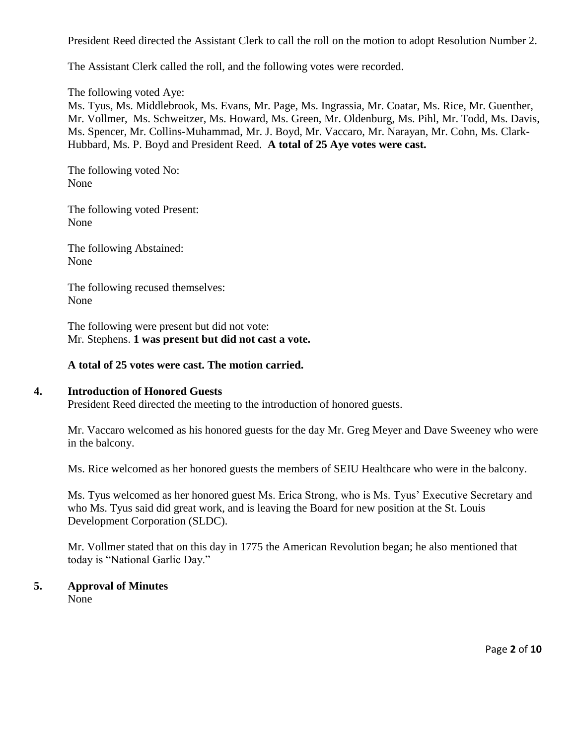President Reed directed the Assistant Clerk to call the roll on the motion to adopt Resolution Number 2.

The Assistant Clerk called the roll, and the following votes were recorded.

The following voted Aye:
Ms. Tyus, Ms. Middlebrook, Ms. Evans, Mr. Page, Ms. Ingrassia, Mr. Coatar, Ms. Rice, Mr. Guenther, Mr. Vollmer, Ms. Schweitzer, Ms. Howard, Ms. Green, Mr. Oldenburg, Ms. Pihl, Mr. Todd, Ms. Davis, Ms. Spencer, Mr. Collins-Muhammad, Mr. J. Boyd, Mr. Vaccaro, Mr. Narayan, Mr. Cohn, Ms. Clark-Hubbard, Ms. P. Boyd and President Reed. **A total of 25 Aye votes were cast.**

The following voted No:
None

The following voted Present:
None

The following Abstained:
None

The following recused themselves:
None

The following were present but did not vote:
Mr. Stephens. **1 was present but did not cast a vote.**

**A total of 25 votes were cast. The motion carried.**

## 4. Introduction of Honored Guests

President Reed directed the meeting to the introduction of honored guests.

Mr. Vaccaro welcomed as his honored guests for the day Mr. Greg Meyer and Dave Sweeney who were in the balcony.

Ms. Rice welcomed as her honored guests the members of SEIU Healthcare who were in the balcony.

Ms. Tyus welcomed as her honored guest Ms. Erica Strong, who is Ms. Tyus' Executive Secretary and who Ms. Tyus said did great work, and is leaving the Board for new position at the St. Louis Development Corporation (SLDC).

Mr. Vollmer stated that on this day in 1775 the American Revolution began; he also mentioned that today is "National Garlic Day."

## 5. Approval of Minutes

None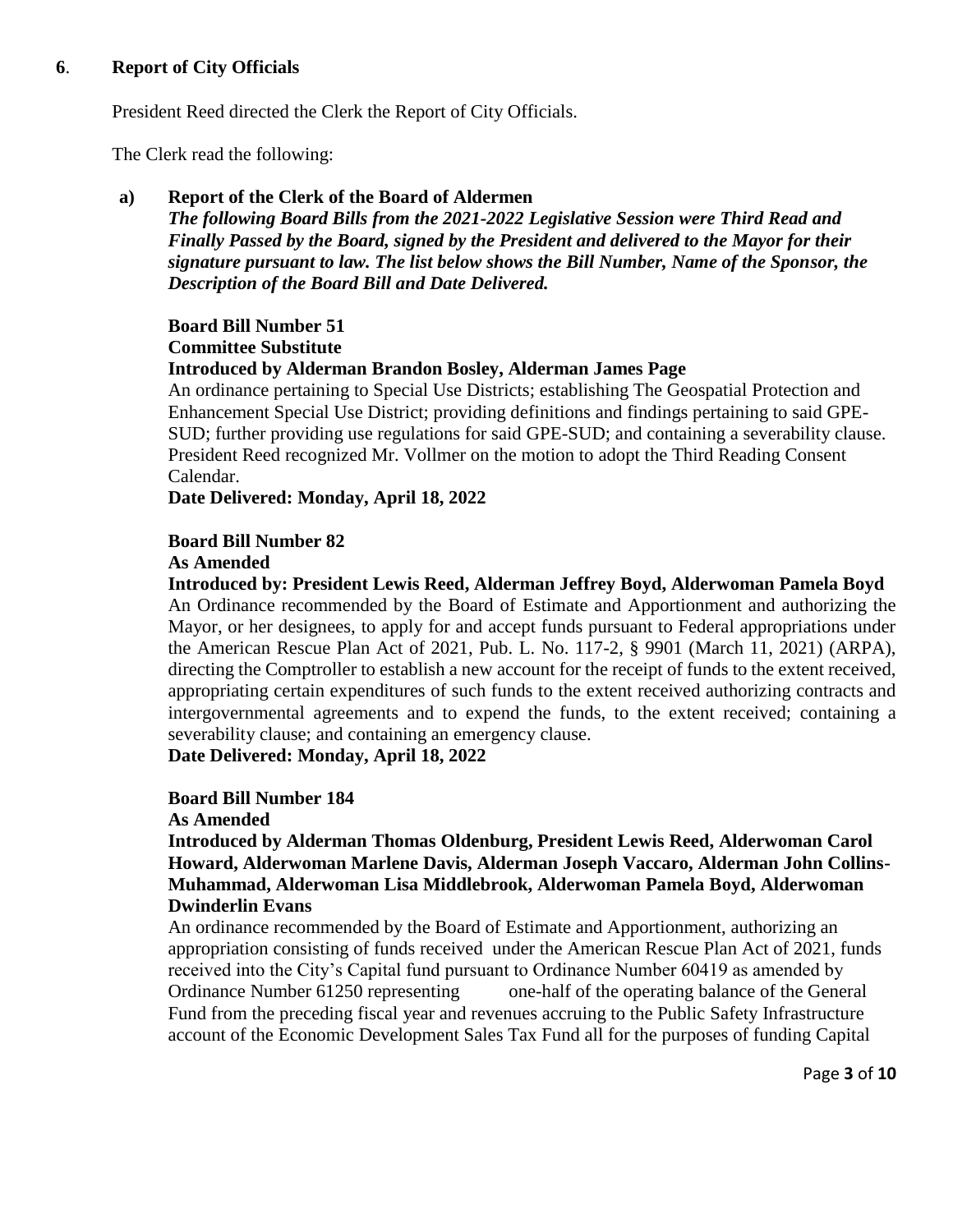## **6**. **Report of City Officials**

President Reed directed the Clerk the Report of City Officials.

The Clerk read the following:

### **a) Report of the Clerk of the Board of Aldermen**

***The following Board Bills from the 2021-2022 Legislative Session were Third Read and Finally Passed by the Board, signed by the President and delivered to the Mayor for their signature pursuant to law. The list below shows the Bill Number, Name of the Sponsor, the Description of the Board Bill and Date Delivered.***

**Board Bill Number 51**
**Committee Substitute**
**Introduced by Alderman Brandon Bosley, Alderman James Page**
An ordinance pertaining to Special Use Districts; establishing The Geospatial Protection and Enhancement Special Use District; providing definitions and findings pertaining to said GPE-SUD; further providing use regulations for said GPE-SUD; and containing a severability clause. President Reed recognized Mr. Vollmer on the motion to adopt the Third Reading Consent Calendar.
**Date Delivered: Monday, April 18, 2022**

**Board Bill Number 82**
**As Amended**
**Introduced by: President Lewis Reed, Alderman Jeffrey Boyd, Alderwoman Pamela Boyd**
An Ordinance recommended by the Board of Estimate and Apportionment and authorizing the Mayor, or her designees, to apply for and accept funds pursuant to Federal appropriations under the American Rescue Plan Act of 2021, Pub. L. No. 117-2, § 9901 (March 11, 2021) (ARPA), directing the Comptroller to establish a new account for the receipt of funds to the extent received, appropriating certain expenditures of such funds to the extent received authorizing contracts and intergovernmental agreements and to expend the funds, to the extent received; containing a severability clause; and containing an emergency clause.
**Date Delivered: Monday, April 18, 2022**

**Board Bill Number 184**
**As Amended**
**Introduced by Alderman Thomas Oldenburg, President Lewis Reed, Alderwoman Carol Howard, Alderwoman Marlene Davis, Alderman Joseph Vaccaro, Alderman John Collins-Muhammad, Alderwoman Lisa Middlebrook, Alderwoman Pamela Boyd, Alderwoman Dwinderlin Evans**
An ordinance recommended by the Board of Estimate and Apportionment, authorizing an appropriation consisting of funds received under the American Rescue Plan Act of 2021, funds received into the City's Capital fund pursuant to Ordinance Number 60419 as amended by Ordinance Number 61250 representing one-half of the operating balance of the General Fund from the preceding fiscal year and revenues accruing to the Public Safety Infrastructure account of the Economic Development Sales Tax Fund all for the purposes of funding Capital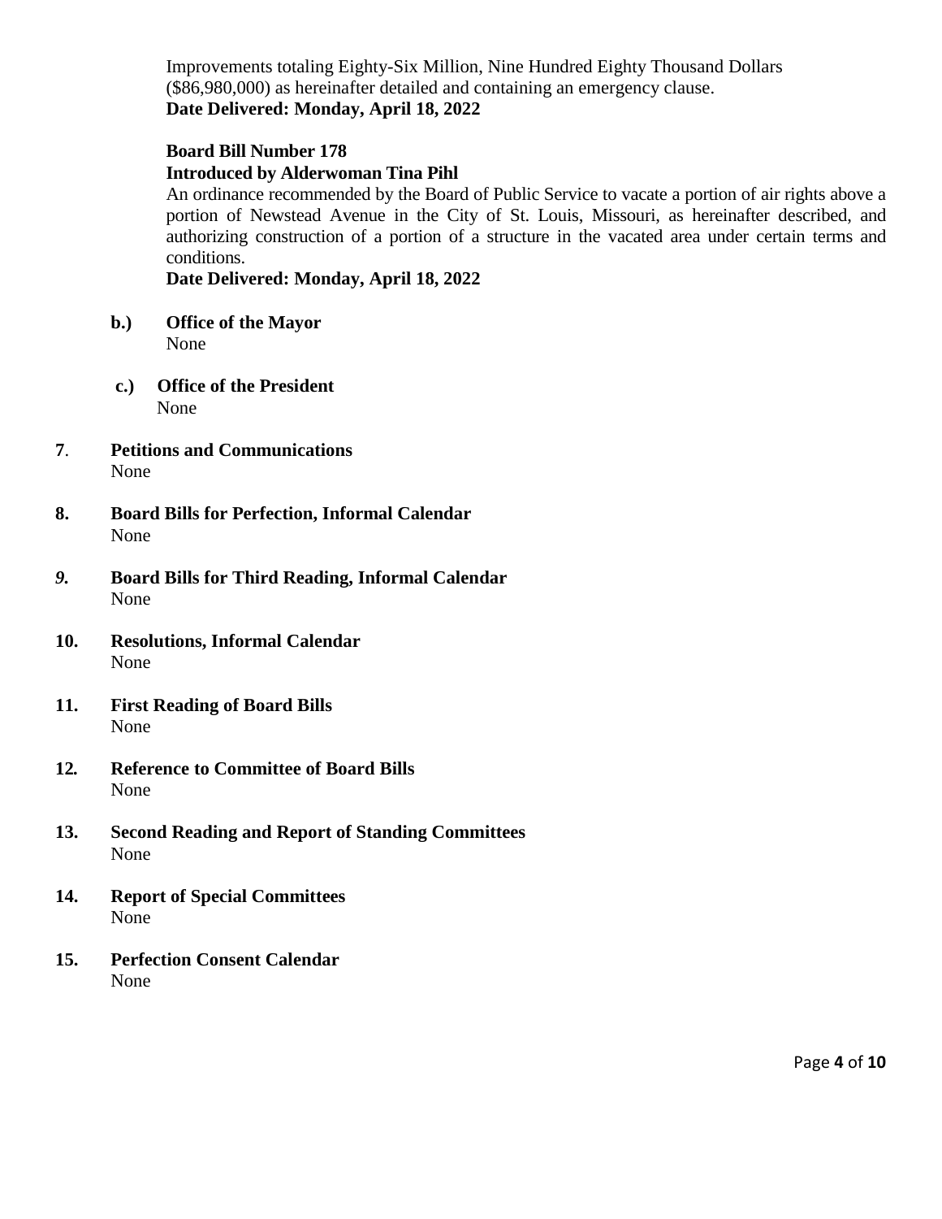Improvements totaling Eighty-Six Million, Nine Hundred Eighty Thousand Dollars ($86,980,000) as hereinafter detailed and containing an emergency clause.
**Date Delivered: Monday, April 18, 2022**

**Board Bill Number 178**
**Introduced by Alderwoman Tina Pihl**
An ordinance recommended by the Board of Public Service to vacate a portion of air rights above a portion of Newstead Avenue in the City of St. Louis, Missouri, as hereinafter described, and authorizing construction of a portion of a structure in the vacated area under certain terms and conditions.
**Date Delivered: Monday, April 18, 2022**

**b.) Office of the Mayor**
None

**c.) Office of the President**
None

**7. Petitions and Communications**
None

**8. Board Bills for Perfection, Informal Calendar**
None

**9. Board Bills for Third Reading, Informal Calendar**
None

**10. Resolutions, Informal Calendar**
None

**11. First Reading of Board Bills**
None

**12. Reference to Committee of Board Bills**
None

**13. Second Reading and Report of Standing Committees**
None

**14. Report of Special Committees**
None

**15. Perfection Consent Calendar**
None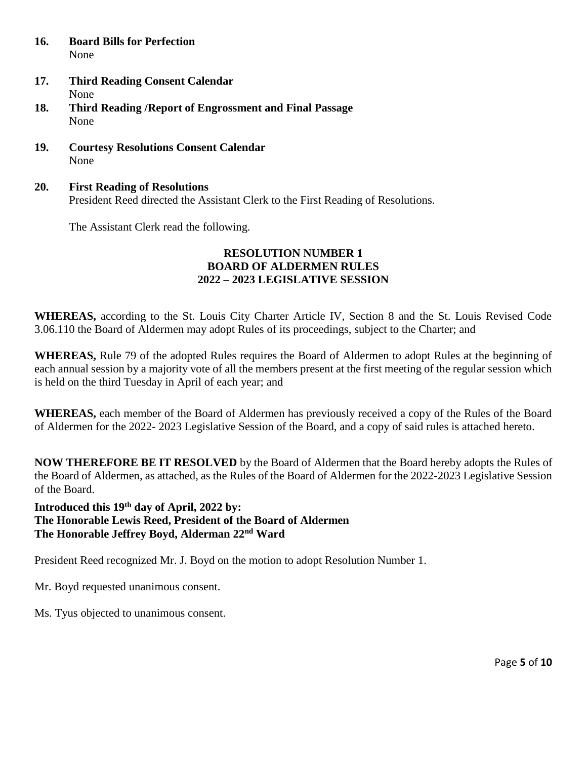**16. Board Bills for Perfection**
None

**17. Third Reading Consent Calendar**
None

**18. Third Reading /Report of Engrossment and Final Passage**
None

**19. Courtesy Resolutions Consent Calendar**
None

**20. First Reading of Resolutions**
President Reed directed the Assistant Clerk to the First Reading of Resolutions.

The Assistant Clerk read the following.

**RESOLUTION NUMBER 1**
**BOARD OF ALDERMEN RULES**
**2022 – 2023 LEGISLATIVE SESSION**

**WHEREAS,** according to the St. Louis City Charter Article IV, Section 8 and the St. Louis Revised Code 3.06.110 the Board of Aldermen may adopt Rules of its proceedings, subject to the Charter; and

**WHEREAS,** Rule 79 of the adopted Rules requires the Board of Aldermen to adopt Rules at the beginning of each annual session by a majority vote of all the members present at the first meeting of the regular session which is held on the third Tuesday in April of each year; and

**WHEREAS,** each member of the Board of Aldermen has previously received a copy of the Rules of the Board of Aldermen for the 2022- 2023 Legislative Session of the Board, and a copy of said rules is attached hereto.

**NOW THEREFORE BE IT RESOLVED** by the Board of Aldermen that the Board hereby adopts the Rules of the Board of Aldermen, as attached, as the Rules of the Board of Aldermen for the 2022-2023 Legislative Session of the Board.

**Introduced this 19th day of April, 2022 by:**
**The Honorable Lewis Reed, President of the Board of Aldermen**
**The Honorable Jeffrey Boyd, Alderman 22nd Ward**

President Reed recognized Mr. J. Boyd on the motion to adopt Resolution Number 1.

Mr. Boyd requested unanimous consent.

Ms. Tyus objected to unanimous consent.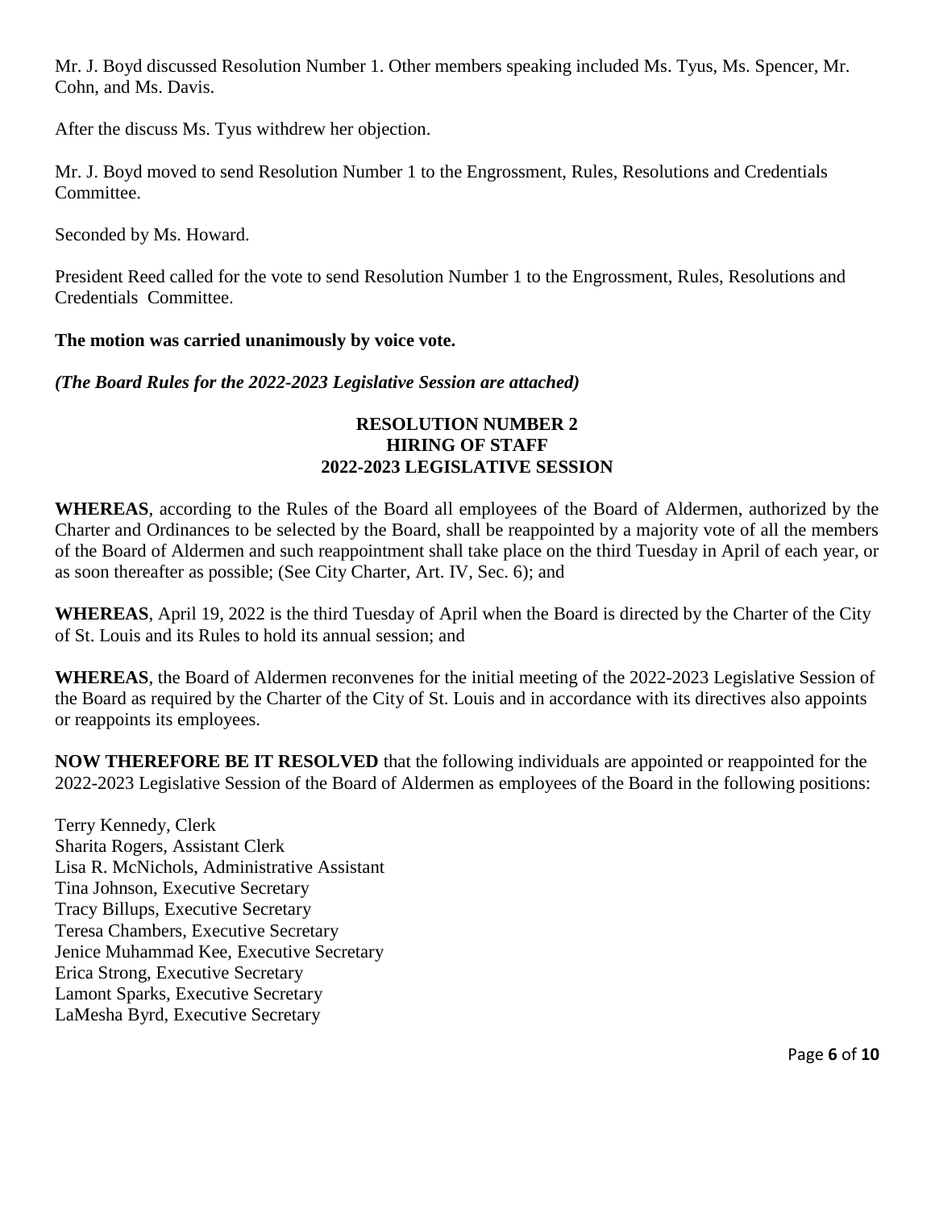Mr. J. Boyd discussed Resolution Number 1. Other members speaking included Ms. Tyus, Ms. Spencer, Mr. Cohn, and Ms. Davis.

After the discuss Ms. Tyus withdrew her objection.

Mr. J. Boyd moved to send Resolution Number 1 to the Engrossment, Rules, Resolutions and Credentials Committee.

Seconded by Ms. Howard.

President Reed called for the vote to send Resolution Number 1 to the Engrossment, Rules, Resolutions and Credentials Committee.

**The motion was carried unanimously by voice vote.**

***(The Board Rules for the 2022-2023 Legislative Session are attached)***

**RESOLUTION NUMBER 2**
**HIRING OF STAFF**
**2022-2023 LEGISLATIVE SESSION**

**WHEREAS**, according to the Rules of the Board all employees of the Board of Aldermen, authorized by the Charter and Ordinances to be selected by the Board, shall be reappointed by a majority vote of all the members of the Board of Aldermen and such reappointment shall take place on the third Tuesday in April of each year, or as soon thereafter as possible; (See City Charter, Art. IV, Sec. 6); and

**WHEREAS**, April 19, 2022 is the third Tuesday of April when the Board is directed by the Charter of the City of St. Louis and its Rules to hold its annual session; and

**WHEREAS**, the Board of Aldermen reconvenes for the initial meeting of the 2022-2023 Legislative Session of the Board as required by the Charter of the City of St. Louis and in accordance with its directives also appoints or reappoints its employees.

**NOW THEREFORE BE IT RESOLVED** that the following individuals are appointed or reappointed for the 2022-2023 Legislative Session of the Board of Aldermen as employees of the Board in the following positions:

Terry Kennedy, Clerk
Sharita Rogers, Assistant Clerk
Lisa R. McNichols, Administrative Assistant
Tina Johnson, Executive Secretary
Tracy Billups, Executive Secretary
Teresa Chambers, Executive Secretary
Jenice Muhammad Kee, Executive Secretary
Erica Strong, Executive Secretary
Lamont Sparks, Executive Secretary
LaMesha Byrd, Executive Secretary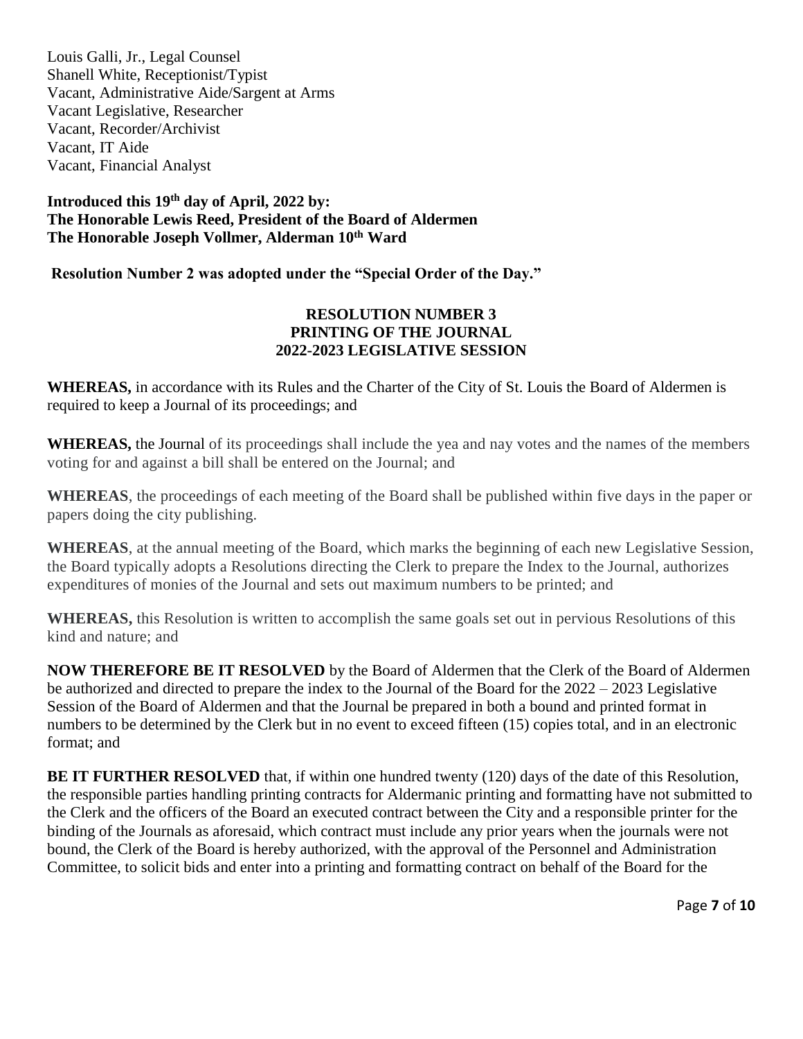Louis Galli, Jr., Legal Counsel
Shanell White, Receptionist/Typist
Vacant, Administrative Aide/Sargent at Arms
Vacant Legislative, Researcher
Vacant, Recorder/Archivist
Vacant, IT Aide
Vacant, Financial Analyst

**Introduced this 19th day of April, 2022 by:**
**The Honorable Lewis Reed, President of the Board of Aldermen**
**The Honorable Joseph Vollmer, Alderman 10th Ward**

**Resolution Number 2 was adopted under the "Special Order of the Day."**

**RESOLUTION NUMBER 3**
**PRINTING OF THE JOURNAL**
**2022-2023 LEGISLATIVE SESSION**

**WHEREAS,** in accordance with its Rules and the Charter of the City of St. Louis the Board of Aldermen is required to keep a Journal of its proceedings; and

**WHEREAS,** the Journal of its proceedings shall include the yea and nay votes and the names of the members voting for and against a bill shall be entered on the Journal; and

**WHEREAS**, the proceedings of each meeting of the Board shall be published within five days in the paper or papers doing the city publishing.

**WHEREAS**, at the annual meeting of the Board, which marks the beginning of each new Legislative Session, the Board typically adopts a Resolutions directing the Clerk to prepare the Index to the Journal, authorizes expenditures of monies of the Journal and sets out maximum numbers to be printed; and

**WHEREAS,** this Resolution is written to accomplish the same goals set out in pervious Resolutions of this kind and nature; and

**NOW THEREFORE BE IT RESOLVED** by the Board of Aldermen that the Clerk of the Board of Aldermen be authorized and directed to prepare the index to the Journal of the Board for the 2022 – 2023 Legislative Session of the Board of Aldermen and that the Journal be prepared in both a bound and printed format in numbers to be determined by the Clerk but in no event to exceed fifteen (15) copies total, and in an electronic format; and

**BE IT FURTHER RESOLVED** that, if within one hundred twenty (120) days of the date of this Resolution, the responsible parties handling printing contracts for Aldermanic printing and formatting have not submitted to the Clerk and the officers of the Board an executed contract between the City and a responsible printer for the binding of the Journals as aforesaid, which contract must include any prior years when the journals were not bound, the Clerk of the Board is hereby authorized, with the approval of the Personnel and Administration Committee, to solicit bids and enter into a printing and formatting contract on behalf of the Board for the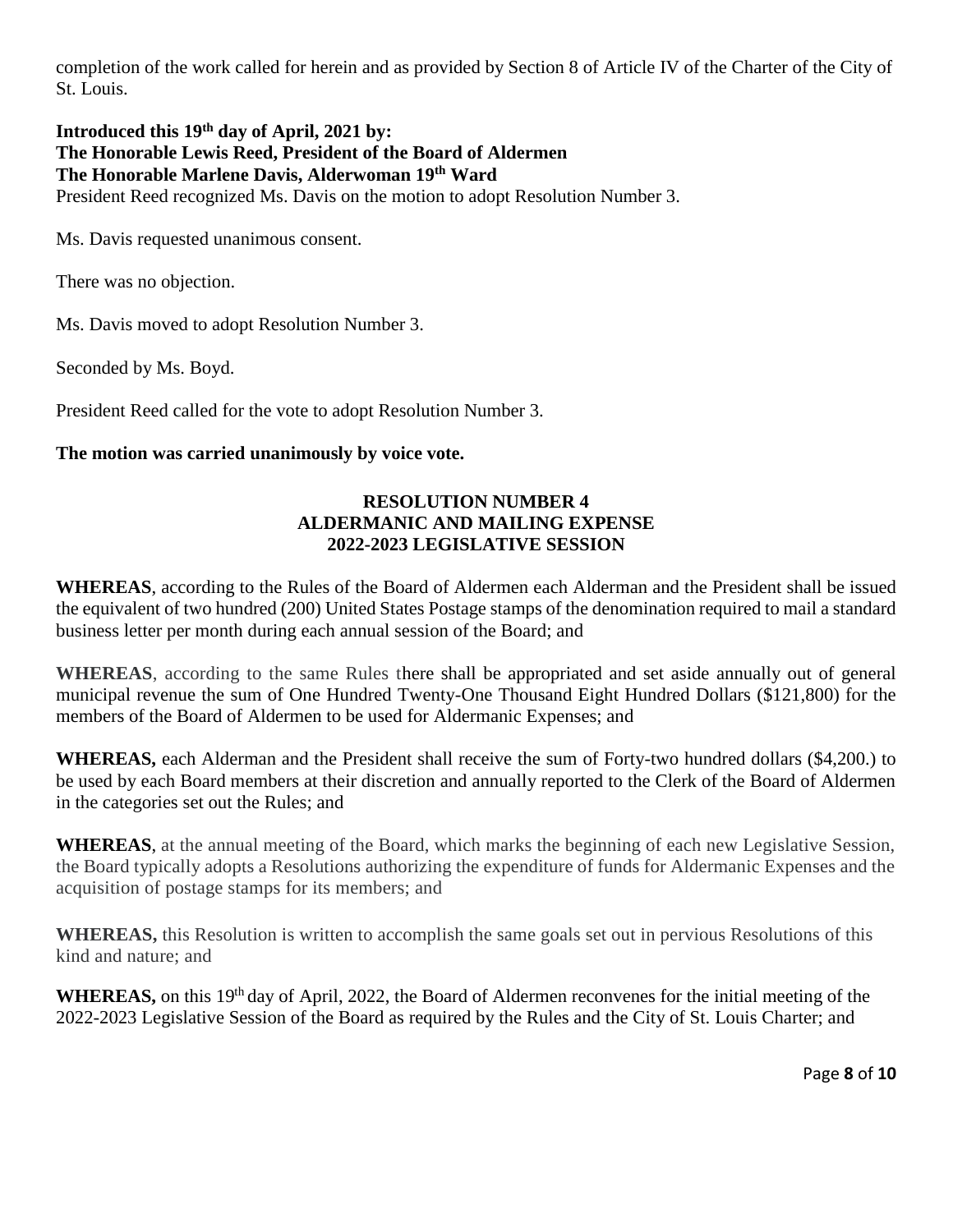completion of the work called for herein and as provided by Section 8 of Article IV of the Charter of the City of St. Louis.

**Introduced this 19th day of April, 2021 by:**
**The Honorable Lewis Reed, President of the Board of Aldermen**
**The Honorable Marlene Davis, Alderwoman 19th Ward**
President Reed recognized Ms. Davis on the motion to adopt Resolution Number 3.

Ms. Davis requested unanimous consent.

There was no objection.

Ms. Davis moved to adopt Resolution Number 3.

Seconded by Ms. Boyd.

President Reed called for the vote to adopt Resolution Number 3.

**The motion was carried unanimously by voice vote.**

**RESOLUTION NUMBER 4**
**ALDERMANIC AND MAILING EXPENSE**
**2022-2023 LEGISLATIVE SESSION**

**WHEREAS**, according to the Rules of the Board of Aldermen each Alderman and the President shall be issued the equivalent of two hundred (200) United States Postage stamps of the denomination required to mail a standard business letter per month during each annual session of the Board; and

**WHEREAS**, according to the same Rules there shall be appropriated and set aside annually out of general municipal revenue the sum of One Hundred Twenty-One Thousand Eight Hundred Dollars ($121,800) for the members of the Board of Aldermen to be used for Aldermanic Expenses; and

**WHEREAS,** each Alderman and the President shall receive the sum of Forty-two hundred dollars ($4,200.) to be used by each Board members at their discretion and annually reported to the Clerk of the Board of Aldermen in the categories set out the Rules; and

**WHEREAS**, at the annual meeting of the Board, which marks the beginning of each new Legislative Session, the Board typically adopts a Resolutions authorizing the expenditure of funds for Aldermanic Expenses and the acquisition of postage stamps for its members; and

**WHEREAS,** this Resolution is written to accomplish the same goals set out in pervious Resolutions of this kind and nature; and

**WHEREAS,** on this 19th day of April, 2022, the Board of Aldermen reconvenes for the initial meeting of the 2022-2023 Legislative Session of the Board as required by the Rules and the City of St. Louis Charter; and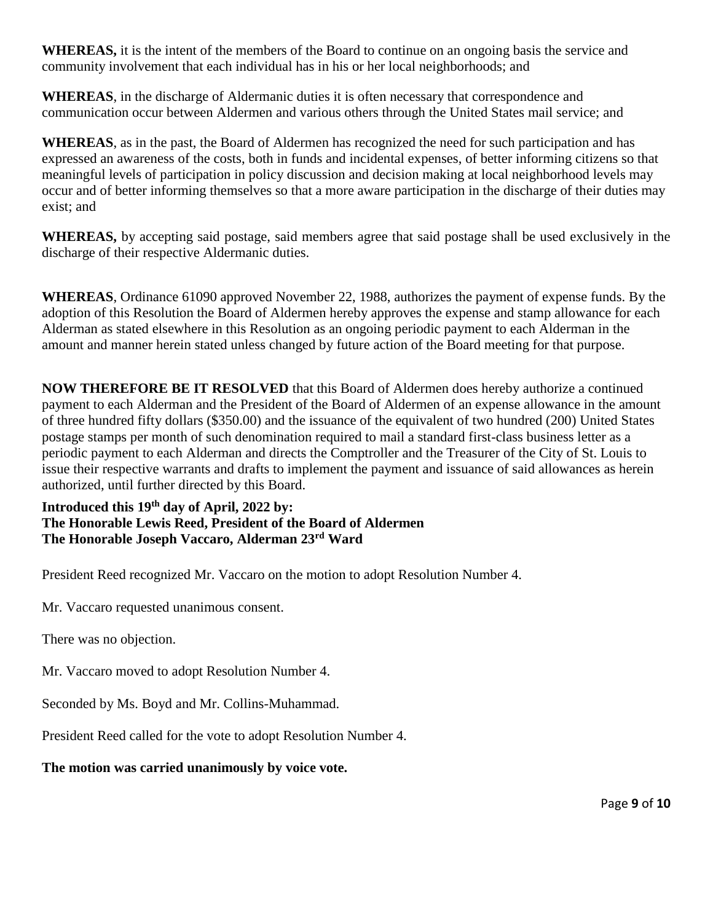**WHEREAS,** it is the intent of the members of the Board to continue on an ongoing basis the service and community involvement that each individual has in his or her local neighborhoods; and

**WHEREAS**, in the discharge of Aldermanic duties it is often necessary that correspondence and communication occur between Aldermen and various others through the United States mail service; and

**WHEREAS**, as in the past, the Board of Aldermen has recognized the need for such participation and has expressed an awareness of the costs, both in funds and incidental expenses, of better informing citizens so that meaningful levels of participation in policy discussion and decision making at local neighborhood levels may occur and of better informing themselves so that a more aware participation in the discharge of their duties may exist; and

**WHEREAS,** by accepting said postage, said members agree that said postage shall be used exclusively in the discharge of their respective Aldermanic duties.

**WHEREAS**, Ordinance 61090 approved November 22, 1988, authorizes the payment of expense funds. By the adoption of this Resolution the Board of Aldermen hereby approves the expense and stamp allowance for each Alderman as stated elsewhere in this Resolution as an ongoing periodic payment to each Alderman in the amount and manner herein stated unless changed by future action of the Board meeting for that purpose.

**NOW THEREFORE BE IT RESOLVED** that this Board of Aldermen does hereby authorize a continued payment to each Alderman and the President of the Board of Aldermen of an expense allowance in the amount of three hundred fifty dollars ($350.00) and the issuance of the equivalent of two hundred (200) United States postage stamps per month of such denomination required to mail a standard first-class business letter as a periodic payment to each Alderman and directs the Comptroller and the Treasurer of the City of St. Louis to issue their respective warrants and drafts to implement the payment and issuance of said allowances as herein authorized, until further directed by this Board.

**Introduced this 19th day of April, 2022 by:**
**The Honorable Lewis Reed, President of the Board of Aldermen**
**The Honorable Joseph Vaccaro, Alderman 23rd Ward**

President Reed recognized Mr. Vaccaro on the motion to adopt Resolution Number 4.

Mr. Vaccaro requested unanimous consent.

There was no objection.

Mr. Vaccaro moved to adopt Resolution Number 4.

Seconded by Ms. Boyd and Mr. Collins-Muhammad.

President Reed called for the vote to adopt Resolution Number 4.

**The motion was carried unanimously by voice vote.**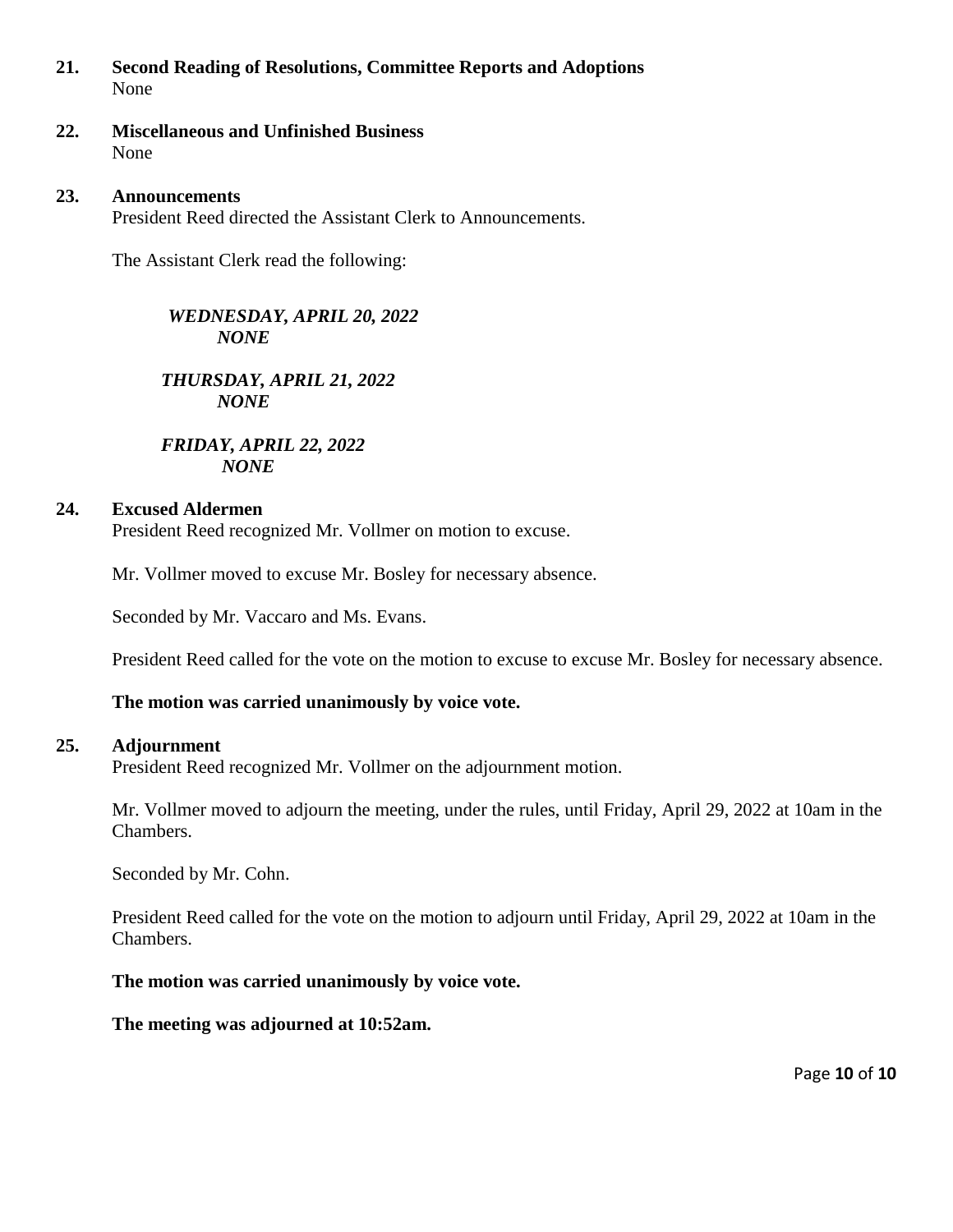**21. Second Reading of Resolutions, Committee Reports and Adoptions**

None

**22. Miscellaneous and Unfinished Business**

None

**23. Announcements**

President Reed directed the Assistant Clerk to Announcements.

The Assistant Clerk read the following:

***WEDNESDAY, APRIL 20, 2022***
***NONE***

***THURSDAY, APRIL 21, 2022***
***NONE***

***FRIDAY, APRIL 22, 2022***
***NONE***

**24. Excused Aldermen**

President Reed recognized Mr. Vollmer on motion to excuse.

Mr. Vollmer moved to excuse Mr. Bosley for necessary absence.

Seconded by Mr. Vaccaro and Ms. Evans.

President Reed called for the vote on the motion to excuse to excuse Mr. Bosley for necessary absence.

**The motion was carried unanimously by voice vote.**

**25. Adjournment**

President Reed recognized Mr. Vollmer on the adjournment motion.

Mr. Vollmer moved to adjourn the meeting, under the rules, until Friday, April 29, 2022 at 10am in the Chambers.

Seconded by Mr. Cohn.

President Reed called for the vote on the motion to adjourn until Friday, April 29, 2022 at 10am in the Chambers.

**The motion was carried unanimously by voice vote.**

**The meeting was adjourned at 10:52am.**